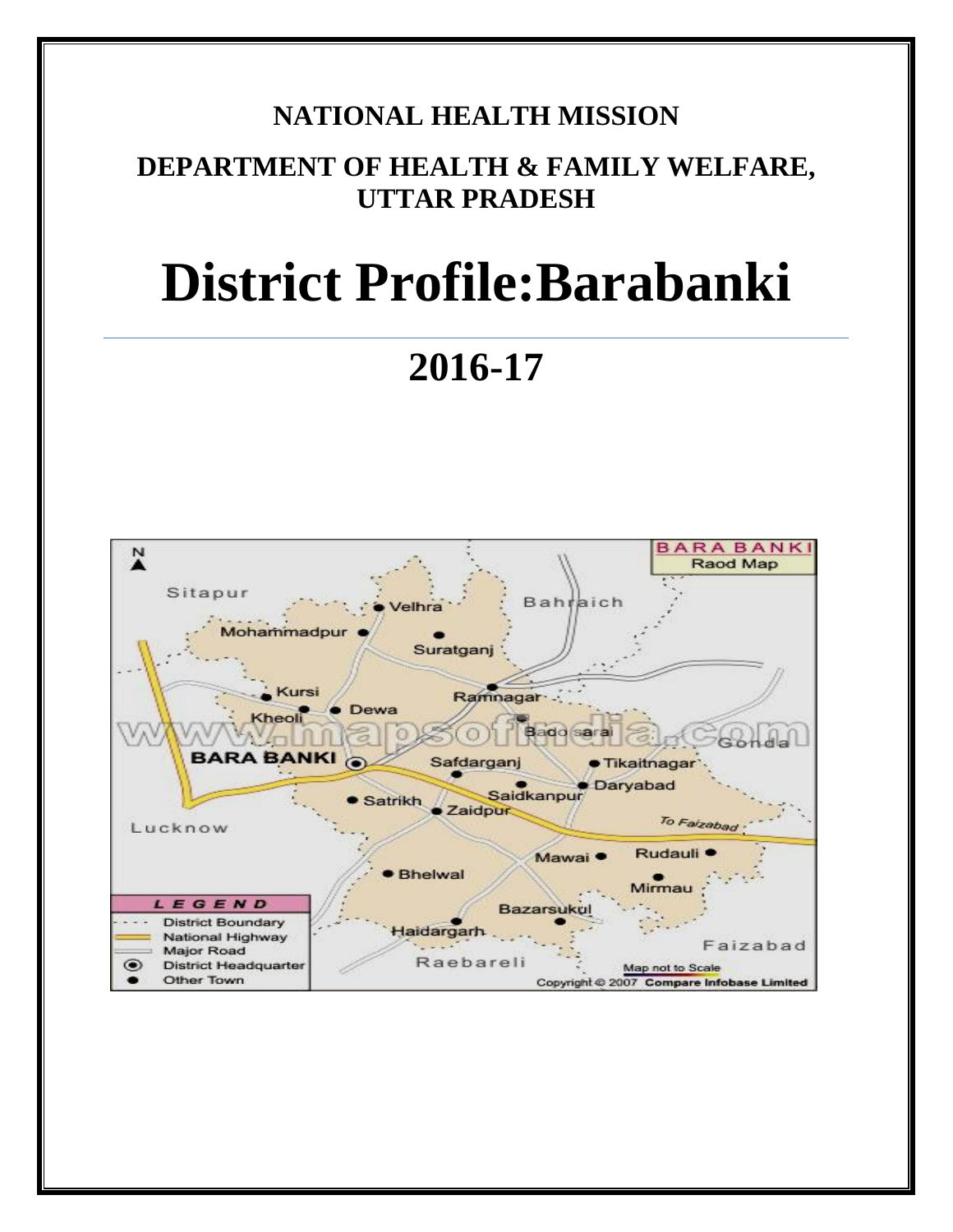**NATIONAL HEALTH MISSION**

**DEPARTMENT OF HEALTH & FAMILY WELFARE, UTTAR PRADESH**

# District Profile:Barabanki

## 2016-17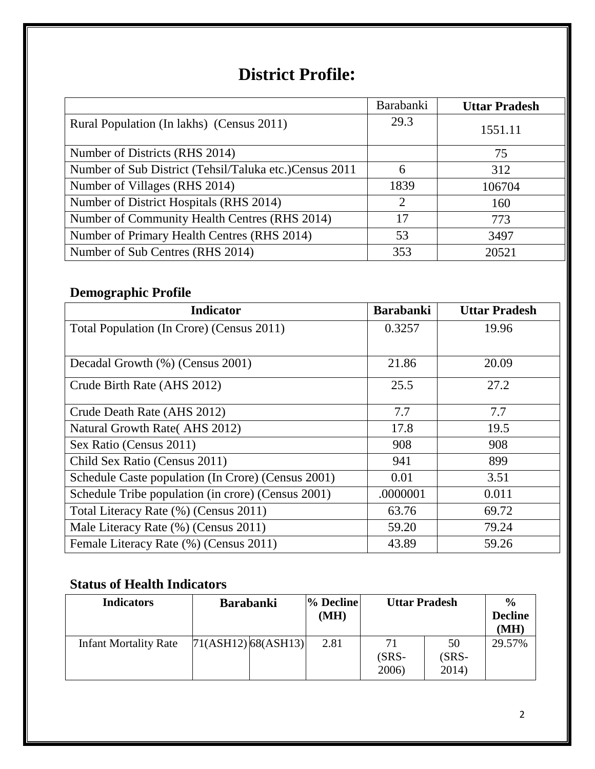# District Profile:

| | Barabanki | Uttar Pradesh |
|---|---|---|
| Rural Population (In lakhs) (Census 2011) | 29.3 | 1551.11 |
| Number of Districts (RHS 2014) | | 75 |
| Number of Sub District (Tehsil/Taluka etc.)Census 2011 | 6 | 312 |
| Number of Villages (RHS 2014) | 1839 | 106704 |
| Number of District Hospitals (RHS 2014) | 2 | 160 |
| Number of Community Health Centres (RHS 2014) | 17 | 773 |
| Number of Primary Health Centres (RHS 2014) | 53 | 3497 |
| Number of Sub Centres (RHS 2014) | 353 | 20521 |

## Demographic Profile

| Indicator | Barabanki | Uttar Pradesh |
|---|---|---|
| Total Population (In Crore) (Census 2011) | 0.3257 | 19.96 |
| Decadal Growth (%) (Census 2001) | 21.86 | 20.09 |
| Crude Birth Rate (AHS 2012) | 25.5 | 27.2 |
| Crude Death Rate (AHS 2012) | 7.7 | 7.7 |
| Natural Growth Rate( AHS 2012) | 17.8 | 19.5 |
| Sex Ratio (Census 2011) | 908 | 908 |
| Child Sex Ratio (Census 2011) | 941 | 899 |
| Schedule Caste population (In Crore) (Census 2001) | 0.01 | 3.51 |
| Schedule Tribe population (in crore) (Census 2001) | .0000001 | 0.011 |
| Total Literacy Rate (%) (Census 2011) | 63.76 | 69.72 |
| Male Literacy Rate (%) (Census 2011) | 59.20 | 79.24 |
| Female Literacy Rate (%) (Census 2011) | 43.89 | 59.26 |

## Status of Health Indicators

| Indicators | Barabanki | | % Decline (MH) | Uttar Pradesh | | % Decline (MH) |
|---|---|---|---|---|---|---|
| Infant Mortality Rate | 71(ASH12) | 68(ASH13) | 2.81 | 71 (SRS-2006) | 50 (SRS-2014) | 29.57% |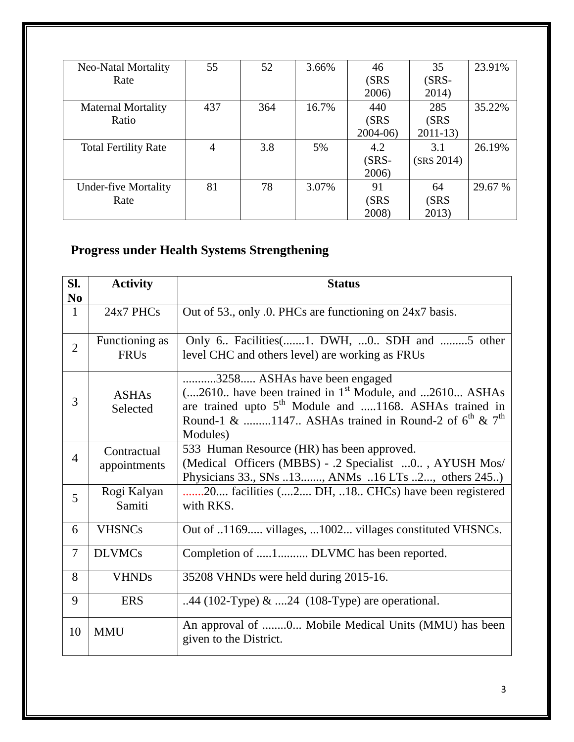| Neo-Natal Mortality Rate | 55 | 52 | 3.66% | 46 (SRS 2006) | 35 (SRS-2014) | 23.91% |
|---|---|---|---|---|---|---|
| Maternal Mortality Ratio | 437 | 364 | 16.7% | 440 (SRS 2004-06) | 285 (SRS 2011-13) | 35.22% |
| Total Fertility Rate | 4 | 3.8 | 5% | 4.2 (SRS-2006) | 3.1 (SRS 2014) | 26.19% |
| Under-five Mortality Rate | 81 | 78 | 3.07% | 91 (SRS 2008) | 64 (SRS 2013) | 29.67 % |

## Progress under Health Systems Strengthening

| Sl. No | Activity | Status |
|---|---|---|
| 1 | 24x7 PHCs | Out of 53., only .0. PHCs are functioning on 24x7 basis. |
| 2 | Functioning as FRUs | Only 6.. Facilities(.......1. DWH, ...0.. SDH and .........5 other level CHC and others level) are working as FRUs |
| 3 | ASHAs Selected | ...........3258..... ASHAs have been engaged (....2610.. have been trained in 1st Module, and ...2610... ASHAs are trained upto 5th Module and .....1168. ASHAs trained in Round-1 & .........1147.. ASHAs trained in Round-2 of 6th & 7th Modules) |
| 4 | Contractual appointments | 533 Human Resource (HR) has been approved. (Medical Officers (MBBS) - .2 Specialist ...0.. , AYUSH Mos/ Physicians 33., SNs ..13......., ANMs ..16 LTs ..2..., others 245..) |
| 5 | Rogi Kalyan Samiti | .......20.... facilities (....2.... DH, ..18.. CHCs) have been registered with RKS. |
| 6 | VHSNCs | Out of ..1169..... villages, ...1002... villages constituted VHSNCs. |
| 7 | DLVMCs | Completion of .....1.......... DLVMC has been reported. |
| 8 | VHNDs | 35208 VHNDs were held during 2015-16. |
| 9 | ERS | ..44 (102-Type) & ....24 (108-Type) are operational. |
| 10 | MMU | An approval of ........0... Mobile Medical Units (MMU) has been given to the District. |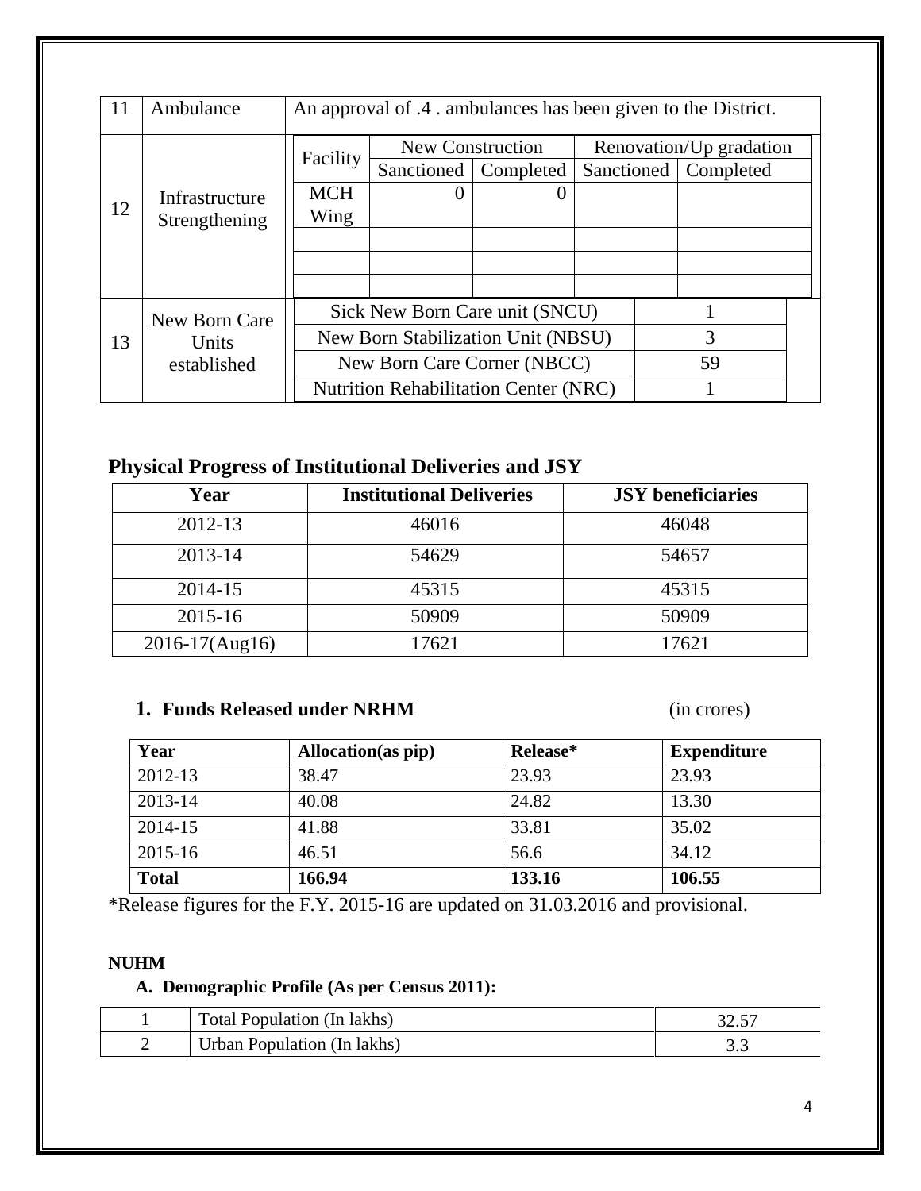| 11 | Ambulance | An approval of .4 . ambulances has been given to the District. | | | | |
|---|---|---|---|---|---|---|
| 12 | Infrastructure Strengthening | Facility | New Construction | | Renovation/Up gradation | |
| | | | Sanctioned | Completed | Sanctioned | Completed |
| | | MCH Wing | 0 | 0 | | |
| | | | | | | |
| | | | | | | |
| | | | | | | |
| 13 | New Born Care Units established | Sick New Born Care unit (SNCU) | 1 | | | |
| | | New Born Stabilization Unit (NBSU) | 3 | | | |
| | | New Born Care Corner (NBCC) | 59 | | | |
| | | Nutrition Rehabilitation Center (NRC) | 1 | | | |

## Physical Progress of Institutional Deliveries and JSY

| Year | Institutional Deliveries | JSY beneficiaries |
|---|---|---|
| 2012-13 | 46016 | 46048 |
| 2013-14 | 54629 | 54657 |
| 2014-15 | 45315 | 45315 |
| 2015-16 | 50909 | 50909 |
| 2016-17(Aug16) | 17621 | 17621 |

1. **Funds Released under NRHM** (in crores)

| Year | Allocation(as pip) | Release* | Expenditure |
|---|---|---|---|
| 2012-13 | 38.47 | 23.93 | 23.93 |
| 2013-14 | 40.08 | 24.82 | 13.30 |
| 2014-15 | 41.88 | 33.81 | 35.02 |
| 2015-16 | 46.51 | 56.6 | 34.12 |
| **Total** | **166.94** | **133.16** | **106.55** |

*Release figures for the F.Y. 2015-16 are updated on 31.03.2016 and provisional.

**NUHM**

**A. Demographic Profile (As per Census 2011):**

| 1 | Total Population (In lakhs) | 32.57 |
|---|---|---|
| 2 | Urban Population (In lakhs) | 3.3 |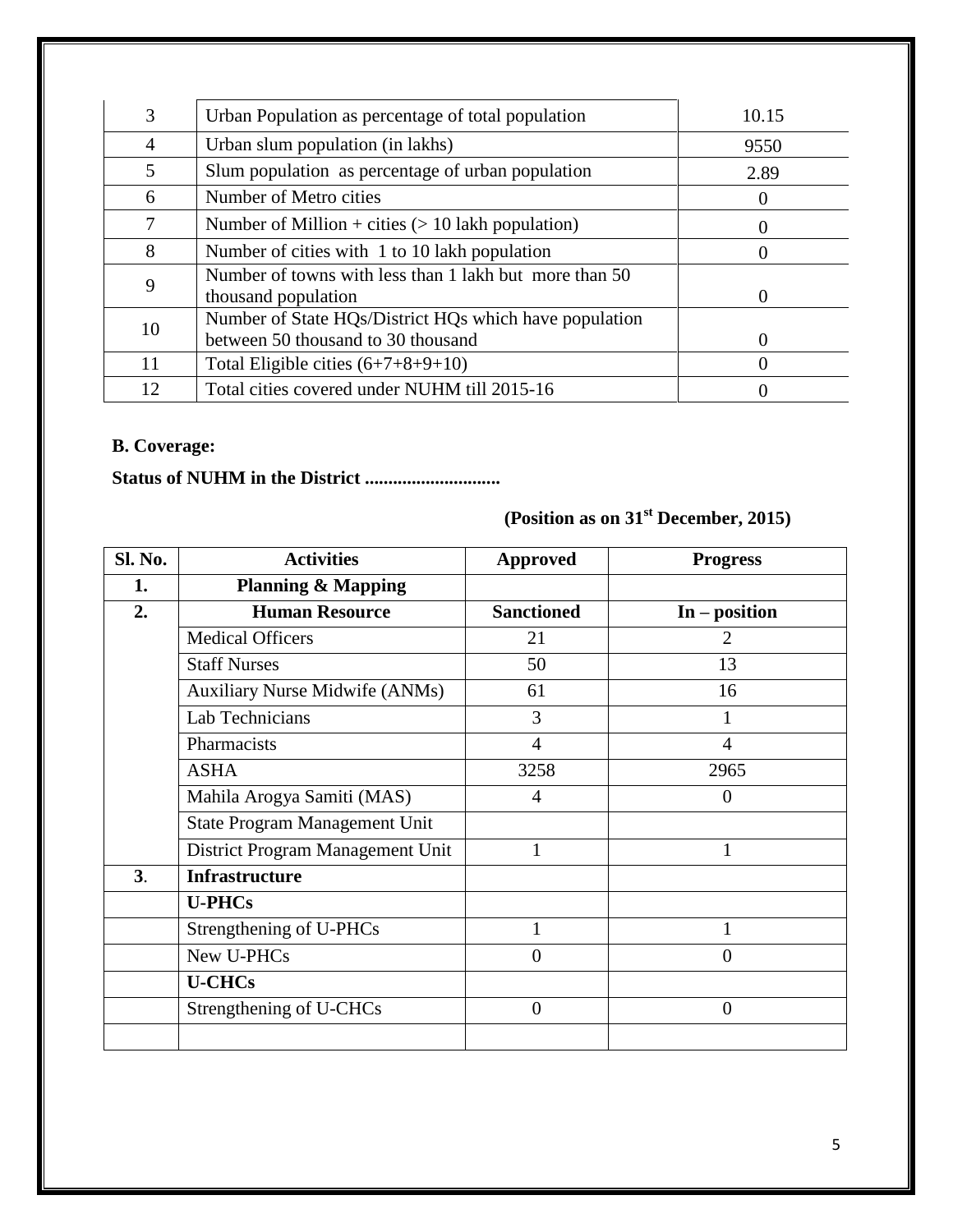| 3 | Urban Population as percentage of total population | 10.15 |
|---|---|---|
| 4 | Urban slum population (in lakhs) | 9550 |
| 5 | Slum population as percentage of urban population | 2.89 |
| 6 | Number of Metro cities | 0 |
| 7 | Number of Million + cities (> 10 lakh population) | 0 |
| 8 | Number of cities with 1 to 10 lakh population | 0 |
| 9 | Number of towns with less than 1 lakh but more than 50 thousand population | 0 |
| 10 | Number of State HQs/District HQs which have population between 50 thousand to 30 thousand | 0 |
| 11 | Total Eligible cities (6+7+8+9+10) | 0 |
| 12 | Total cities covered under NUHM till 2015-16 | 0 |

**B. Coverage:**

**Status of NUHM in the District .............................**

**(Position as on 31st December, 2015)**

| Sl. No. | Activities | Approved | Progress |
|---|---|---|---|
| **1.** | **Planning & Mapping** | | |
| **2.** | **Human Resource** | **Sanctioned** | **In – position** |
| | Medical Officers | 21 | 2 |
| | Staff Nurses | 50 | 13 |
| | Auxiliary Nurse Midwife (ANMs) | 61 | 16 |
| | Lab Technicians | 3 | 1 |
| | Pharmacists | 4 | 4 |
| | ASHA | 3258 | 2965 |
| | Mahila Arogya Samiti (MAS) | 4 | 0 |
| | State Program Management Unit | | |
| | District Program Management Unit | 1 | 1 |
| **3**. | **Infrastructure** | | |
| | **U-PHCs** | | |
| | Strengthening of U-PHCs | 1 | 1 |
| | New U-PHCs | 0 | 0 |
| | **U-CHCs** | | |
| | Strengthening of U-CHCs | 0 | 0 |
| | | | |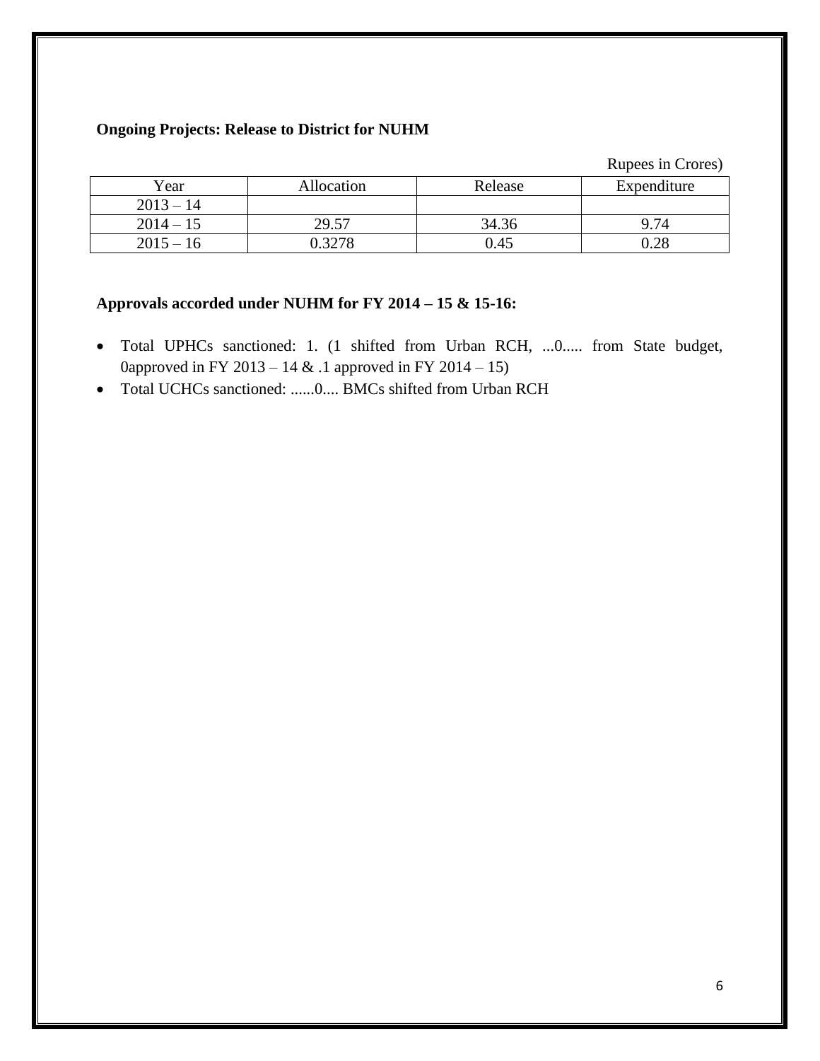**Ongoing Projects: Release to District for NUHM**

Rupees in Crores)

| Year | Allocation | Release | Expenditure |
|---|---|---|---|
| 2013 – 14 | | | |
| 2014 – 15 | 29.57 | 34.36 | 9.74 |
| 2015 – 16 | 0.3278 | 0.45 | 0.28 |

**Approvals accorded under NUHM for FY 2014 – 15 & 15-16:**

- Total UPHCs sanctioned: 1. (1 shifted from Urban RCH, ...0..... from State budget, 0approved in FY 2013 – 14 & .1 approved in FY 2014 – 15)
- Total UCHCs sanctioned: ......0.... BMCs shifted from Urban RCH